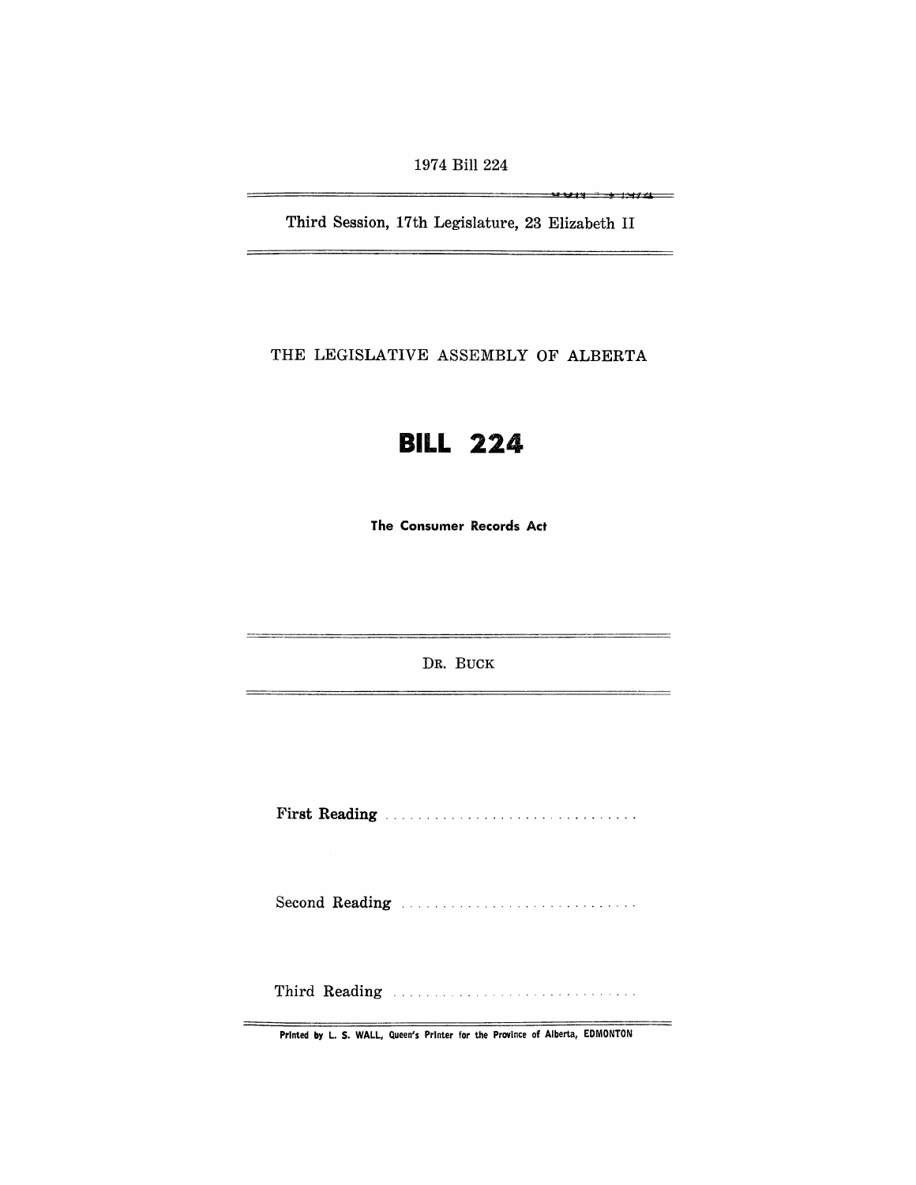1974 Bill 224

Third Session, 17th Legislature, 23 Elizabeth II

THE LEGISLATIVE ASSEMBLY OF ALBERTA

# BILL 224

**The Consumer Records Act**

DR. BUCK

**First Reading** . . . . . . . . . . . . . . . . . . . . . . . . . . . . . . . .

Second Reading . . . . . . . . . . . . . . . . . . . . . . . . . . . . .

Third Reading . . . . . . . . . . . . . . . . . . . . . . . . . . . . . . .

Printed by L. S. WALL, Queen's Printer for the Province of Alberta, EDMONTON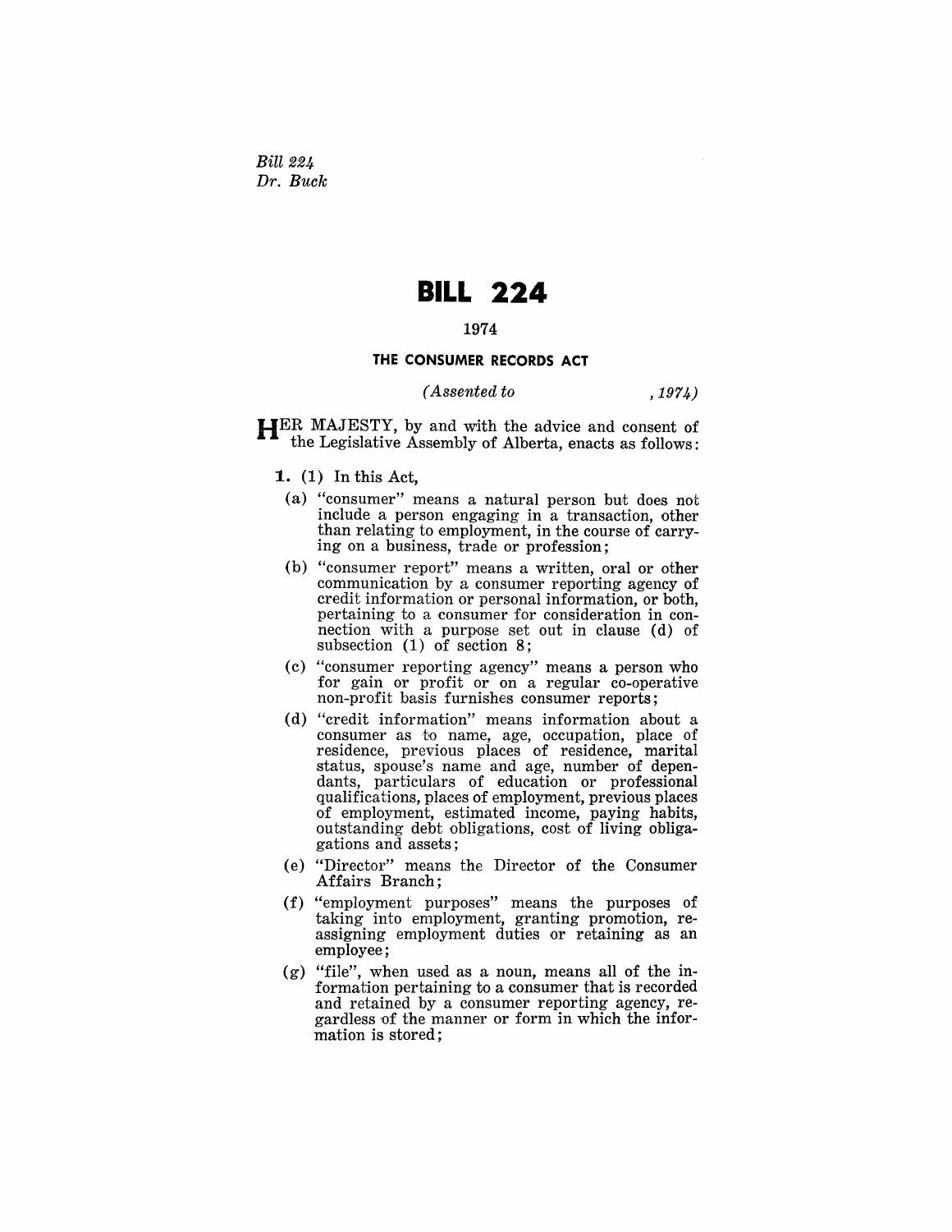*Bill 224*
*Dr. Buck*

# BILL 224

1974

### THE CONSUMER RECORDS ACT

*(Assented to , 1974)*

HER MAJESTY, by and with the advice and consent of the Legislative Assembly of Alberta, enacts as follows:

**1.** (1) In this Act,

(a) "consumer" means a natural person but does not include a person engaging in a transaction, other than relating to employment, in the course of carrying on a business, trade or profession;

(b) "consumer report" means a written, oral or other communication by a consumer reporting agency of credit information or personal information, or both, pertaining to a consumer for consideration in connection with a purpose set out in clause (d) of subsection (1) of section 8;

(c) "consumer reporting agency" means a person who for gain or profit or on a regular co-operative non-profit basis furnishes consumer reports;

(d) "credit information" means information about a consumer as to name, age, occupation, place of residence, previous places of residence, marital status, spouse's name and age, number of dependants, particulars of education or professional qualifications, places of employment, previous places of employment, estimated income, paying habits, outstanding debt obligations, cost of living obligations and assets;

(e) "Director" means the Director of the Consumer Affairs Branch;

(f) "employment purposes" means the purposes of taking into employment, granting promotion, reassigning employment duties or retaining as an employee;

(g) "file", when used as a noun, means all of the information pertaining to a consumer that is recorded and retained by a consumer reporting agency, regardless of the manner or form in which the information is stored;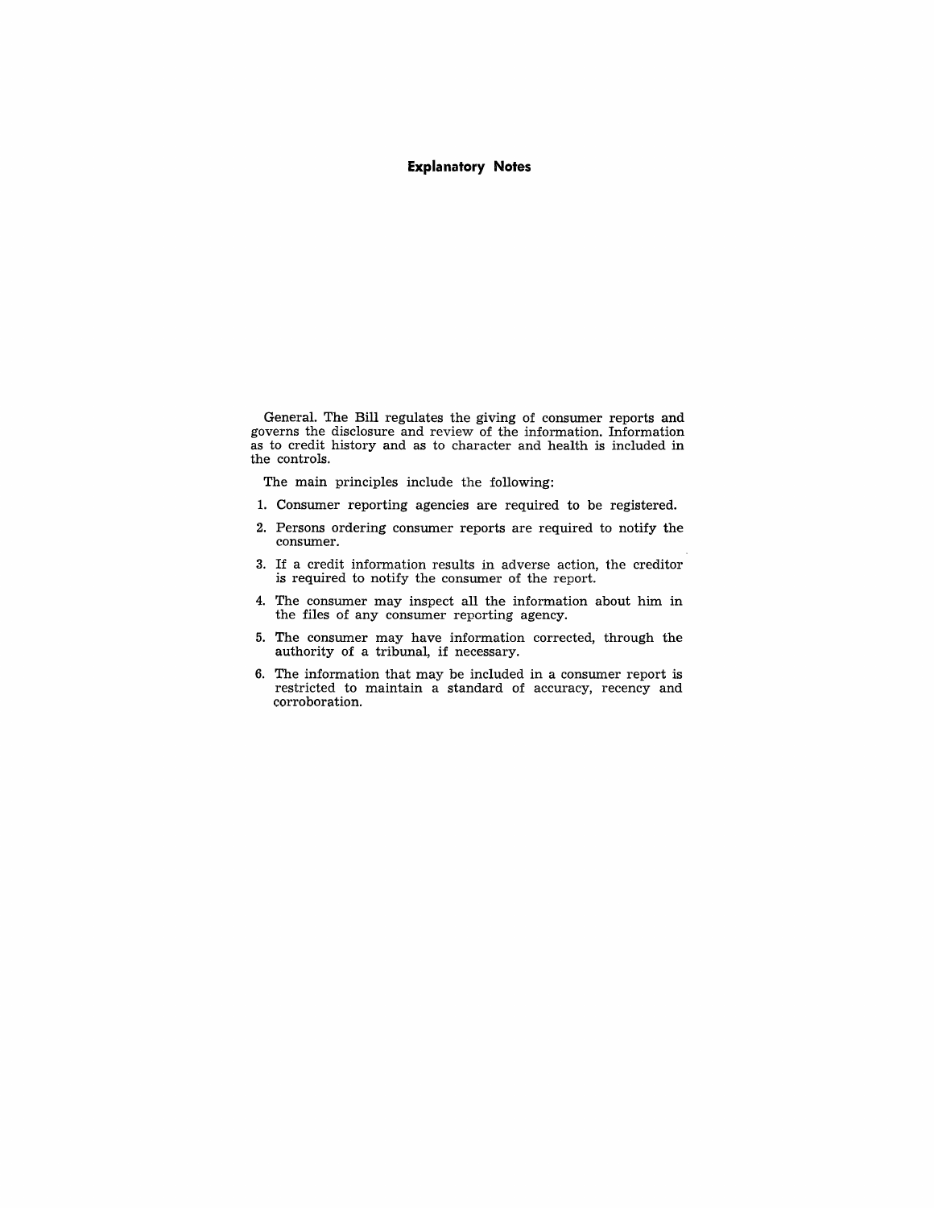## Explanatory Notes

General. The Bill regulates the giving of consumer reports and governs the disclosure and review of the information. Information as to credit history and as to character and health is included in the controls.

The main principles include the following:

1. Consumer reporting agencies are required to be registered.
2. Persons ordering consumer reports are required to notify the consumer.
3. If a credit information results in adverse action, the creditor is required to notify the consumer of the report.
4. The consumer may inspect all the information about him in the files of any consumer reporting agency.
5. The consumer may have information corrected, through the authority of a tribunal, if necessary.
6. The information that may be included in a consumer report is restricted to maintain a standard of accuracy, recency and corroboration.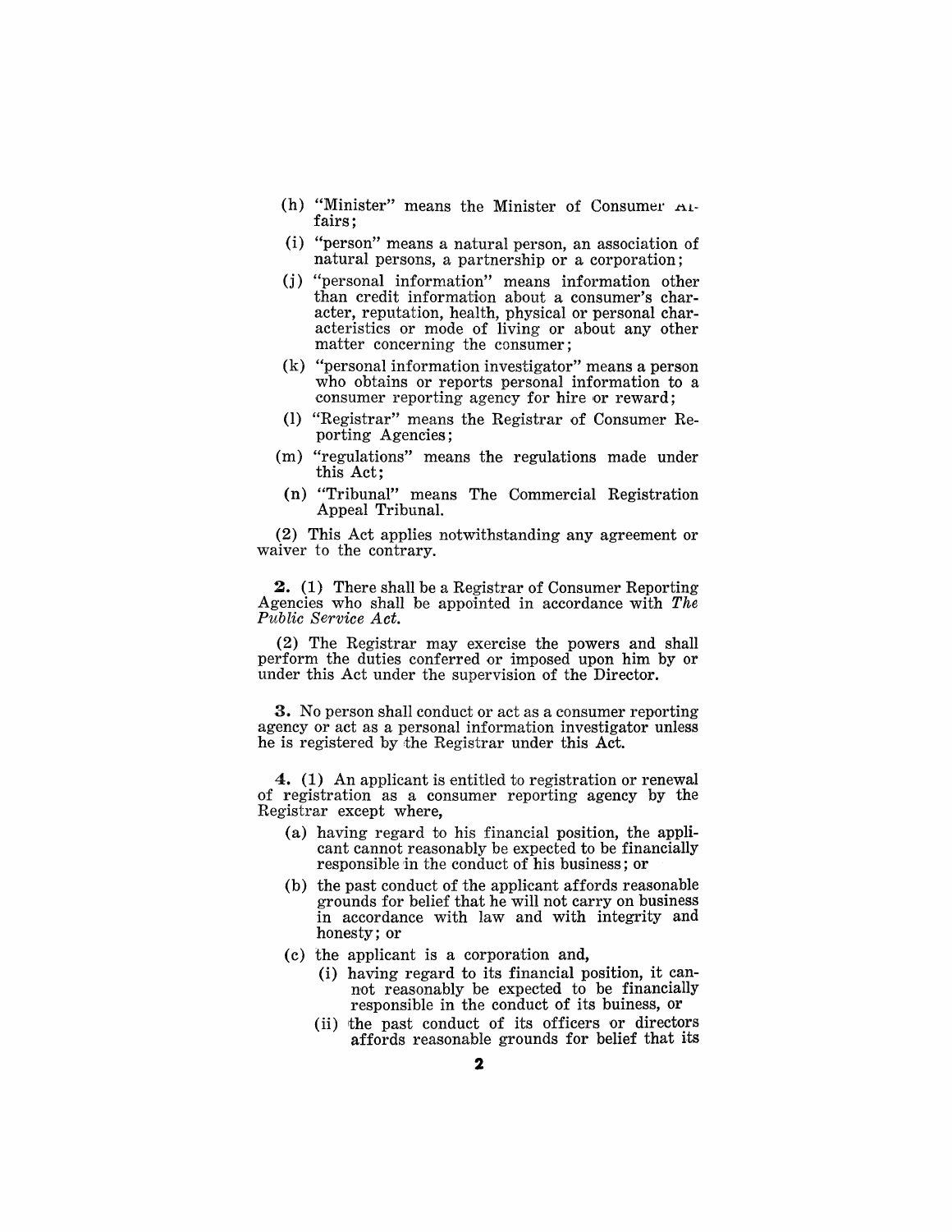(h) "Minister" means the Minister of Consumer Affairs;

(i) "person" means a natural person, an association of natural persons, a partnership or a corporation;

(j) "personal information" means information other than credit information about a consumer's character, reputation, health, physical or personal characteristics or mode of living or about any other matter concerning the consumer;

(k) "personal information investigator" means a person who obtains or reports personal information to a consumer reporting agency for hire or reward;

(l) "Registrar" means the Registrar of Consumer Reporting Agencies;

(m) "regulations" means the regulations made under this Act;

(n) "Tribunal" means The Commercial Registration Appeal Tribunal.

(2) This Act applies notwithstanding any agreement or waiver to the contrary.

**2.** (1) There shall be a Registrar of Consumer Reporting Agencies who shall be appointed in accordance with *The Public Service Act.*

(2) The Registrar may exercise the powers and shall perform the duties conferred or imposed upon him by or under this Act under the supervision of the Director.

**3.** No person shall conduct or act as a consumer reporting agency or act as a personal information investigator unless he is registered by the Registrar under this Act.

**4.** (1) An applicant is entitled to registration or renewal of registration as a consumer reporting agency by the Registrar except where,

(a) having regard to his financial position, the applicant cannot reasonably be expected to be financially responsible in the conduct of his business; or

(b) the past conduct of the applicant affords reasonable grounds for belief that he will not carry on business in accordance with law and with integrity and honesty; or

(c) the applicant is a corporation and,

(i) having regard to its financial position, it cannot reasonably be expected to be financially responsible in the conduct of its buiness, or

(ii) the past conduct of its officers or directors affords reasonable grounds for belief that its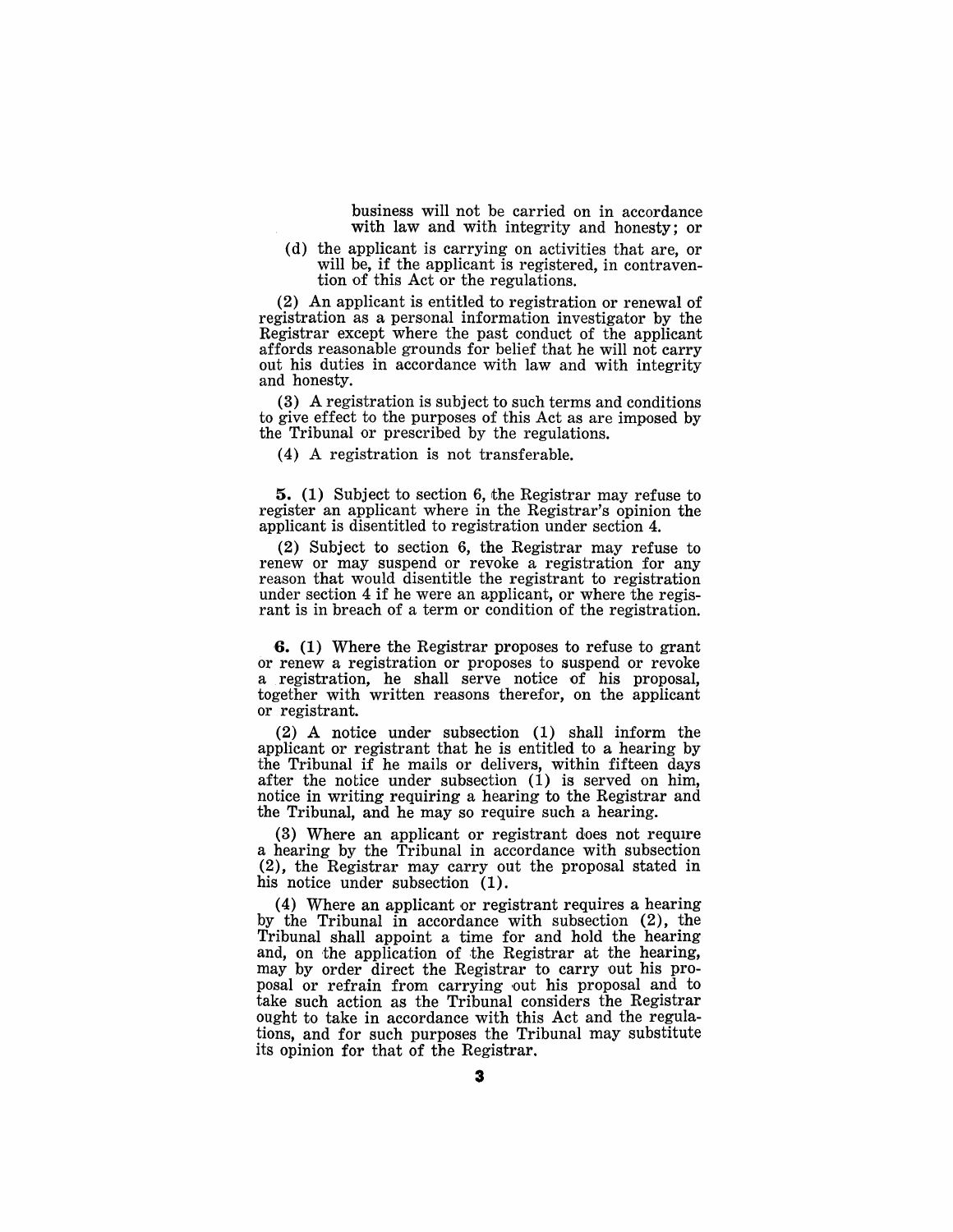business will not be carried on in accordance with law and with integrity and honesty; or

(d) the applicant is carrying on activities that are, or will be, if the applicant is registered, in contravention of this Act or the regulations.

(2) An applicant is entitled to registration or renewal of registration as a personal information investigator by the Registrar except where the past conduct of the applicant affords reasonable grounds for belief that he will not carry out his duties in accordance with law and with integrity and honesty.

(3) A registration is subject to such terms and conditions to give effect to the purposes of this Act as are imposed by the Tribunal or prescribed by the regulations.

(4) A registration is not transferable.

**5.** (1) Subject to section 6, the Registrar may refuse to register an applicant where in the Registrar's opinion the applicant is disentitled to registration under section 4.

(2) Subject to section 6, the Registrar may refuse to renew or may suspend or revoke a registration for any reason that would disentitle the registrant to registration under section 4 if he were an applicant, or where the registrant is in breach of a term or condition of the registration.

**6.** (1) Where the Registrar proposes to refuse to grant or renew a registration or proposes to suspend or revoke a registration, he shall serve notice of his proposal, together with written reasons therefor, on the applicant or registrant.

(2) A notice under subsection (1) shall inform the applicant or registrant that he is entitled to a hearing by the Tribunal if he mails or delivers, within fifteen days after the notice under subsection (1) is served on him, notice in writing requiring a hearing to the Registrar and the Tribunal, and he may so require such a hearing.

(3) Where an applicant or registrant does not require a hearing by the Tribunal in accordance with subsection (2), the Registrar may carry out the proposal stated in his notice under subsection (1).

(4) Where an applicant or registrant requires a hearing by the Tribunal in accordance with subsection (2), the Tribunal shall appoint a time for and hold the hearing and, on the application of the Registrar at the hearing, may by order direct the Registrar to carry out his proposal or refrain from carrying out his proposal and to take such action as the Tribunal considers the Registrar ought to take in accordance with this Act and the regulations, and for such purposes the Tribunal may substitute its opinion for that of the Registrar.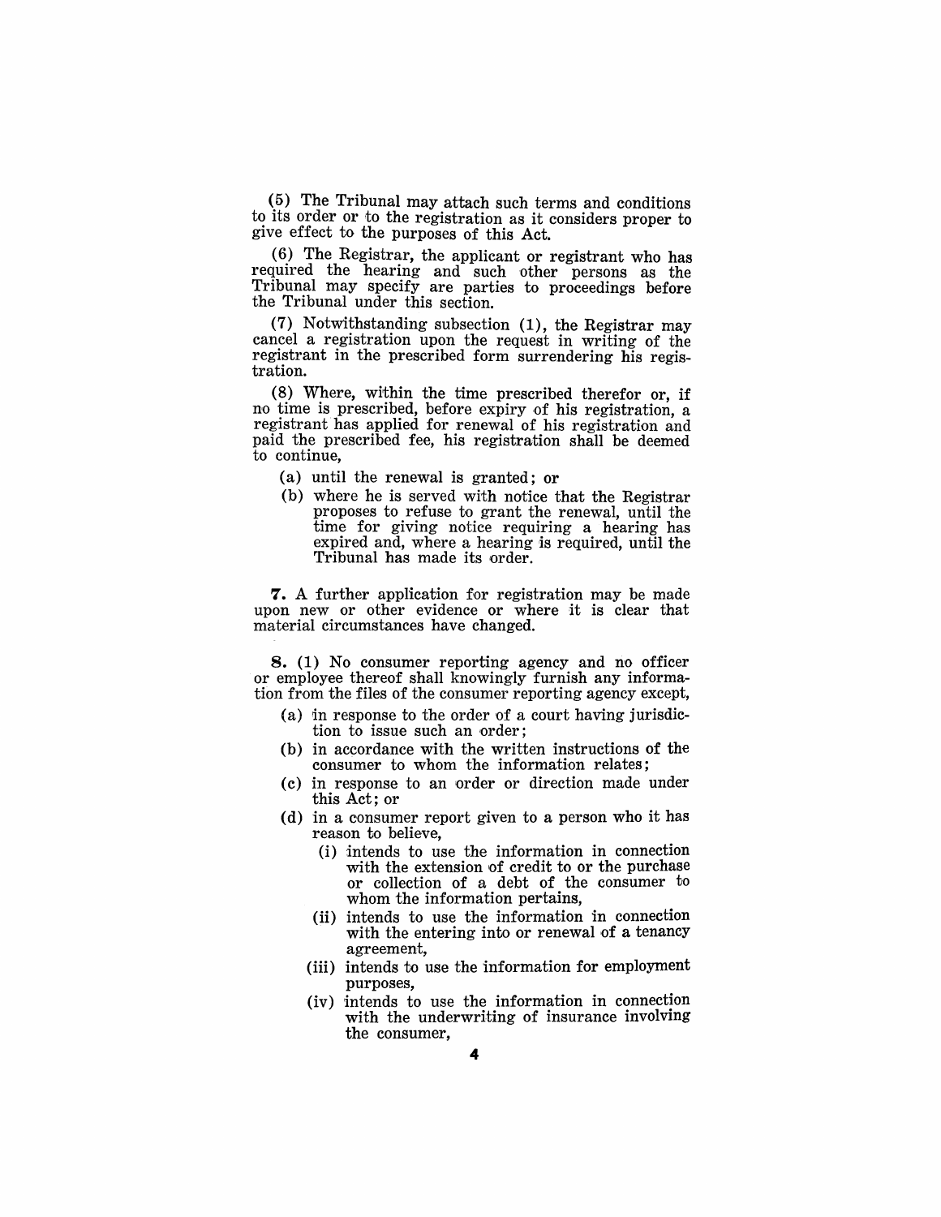(5) The Tribunal may attach such terms and conditions to its order or to the registration as it considers proper to give effect to the purposes of this Act.

(6) The Registrar, the applicant or registrant who has required the hearing and such other persons as the Tribunal may specify are parties to proceedings before the Tribunal under this section.

(7) Notwithstanding subsection (1), the Registrar may cancel a registration upon the request in writing of the registrant in the prescribed form surrendering his registration.

(8) Where, within the time prescribed therefor or, if no time is prescribed, before expiry of his registration, a registrant has applied for renewal of his registration and paid the prescribed fee, his registration shall be deemed to continue,

- (a) until the renewal is granted; or
- (b) where he is served with notice that the Registrar proposes to refuse to grant the renewal, until the time for giving notice requiring a hearing has expired and, where a hearing is required, until the Tribunal has made its order.

**7.** A further application for registration may be made upon new or other evidence or where it is clear that material circumstances have changed.

**8.** (1) No consumer reporting agency and no officer or employee thereof shall knowingly furnish any information from the files of the consumer reporting agency except,

- (a) in response to the order of a court having jurisdiction to issue such an order;
- (b) in accordance with the written instructions of the consumer to whom the information relates;
- (c) in response to an order or direction made under this Act; or
- (d) in a consumer report given to a person who it has reason to believe,
  - (i) intends to use the information in connection with the extension of credit to or the purchase or collection of a debt of the consumer to whom the information pertains,
  - (ii) intends to use the information in connection with the entering into or renewal of a tenancy agreement,
  - (iii) intends to use the information for employment purposes,
  - (iv) intends to use the information in connection with the underwriting of insurance involving the consumer,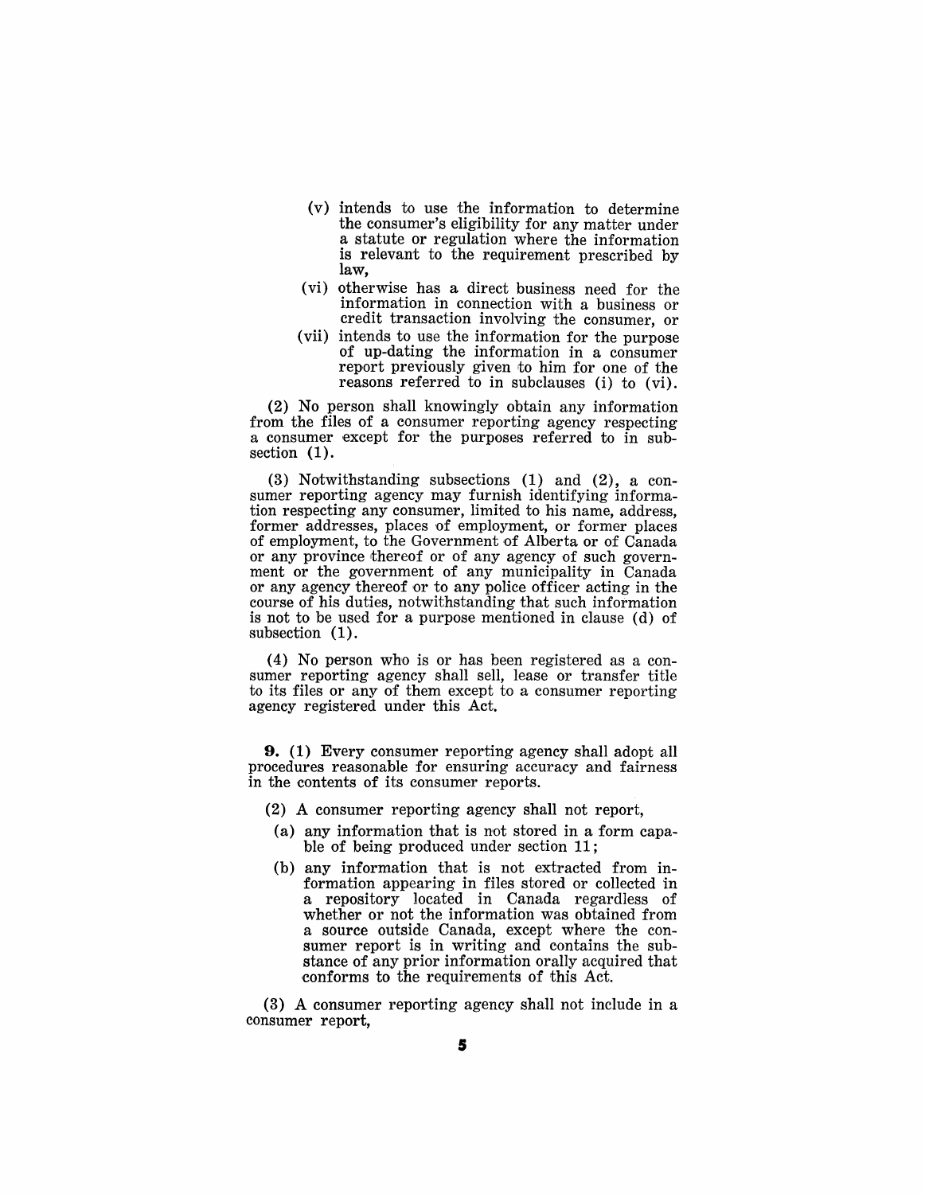(v) intends to use the information to determine the consumer's eligibility for any matter under a statute or regulation where the information is relevant to the requirement prescribed by law,

(vi) otherwise has a direct business need for the information in connection with a business or credit transaction involving the consumer, or

(vii) intends to use the information for the purpose of up-dating the information in a consumer report previously given to him for one of the reasons referred to in subclauses (i) to (vi).

(2) No person shall knowingly obtain any information from the files of a consumer reporting agency respecting a consumer except for the purposes referred to in subsection (1).

(3) Notwithstanding subsections (1) and (2), a consumer reporting agency may furnish identifying information respecting any consumer, limited to his name, address, former addresses, places of employment, or former places of employment, to the Government of Alberta or of Canada or any province thereof or of any agency of such government or the government of any municipality in Canada or any agency thereof or to any police officer acting in the course of his duties, notwithstanding that such information is not to be used for a purpose mentioned in clause (d) of subsection (1).

(4) No person who is or has been registered as a consumer reporting agency shall sell, lease or transfer title to its files or any of them except to a consumer reporting agency registered under this Act.

**9.** (1) Every consumer reporting agency shall adopt all procedures reasonable for ensuring accuracy and fairness in the contents of its consumer reports.

(2) A consumer reporting agency shall not report,

(a) any information that is not stored in a form capable of being produced under section 11;

(b) any information that is not extracted from information appearing in files stored or collected in a repository located in Canada regardless of whether or not the information was obtained from a source outside Canada, except where the consumer report is in writing and contains the substance of any prior information orally acquired that conforms to the requirements of this Act.

(3) A consumer reporting agency shall not include in a consumer report,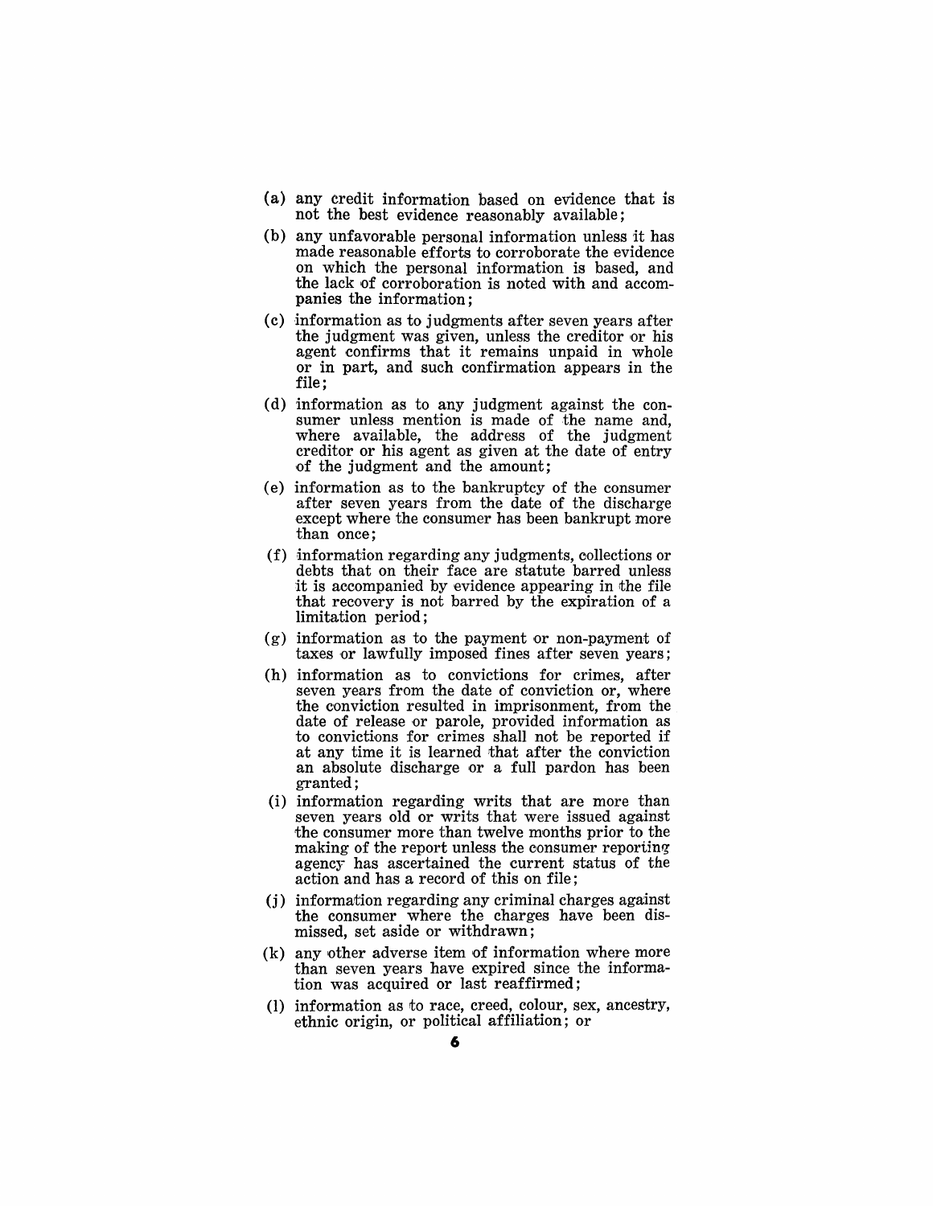(a) any credit information based on evidence that is not the best evidence reasonably available;

(b) any unfavorable personal information unless it has made reasonable efforts to corroborate the evidence on which the personal information is based, and the lack of corroboration is noted with and accompanies the information;

(c) information as to judgments after seven years after the judgment was given, unless the creditor or his agent confirms that it remains unpaid in whole or in part, and such confirmation appears in the file;

(d) information as to any judgment against the consumer unless mention is made of the name and, where available, the address of the judgment creditor or his agent as given at the date of entry of the judgment and the amount;

(e) information as to the bankruptcy of the consumer after seven years from the date of the discharge except where the consumer has been bankrupt more than once;

(f) information regarding any judgments, collections or debts that on their face are statute barred unless it is accompanied by evidence appearing in the file that recovery is not barred by the expiration of a limitation period;

(g) information as to the payment or non-payment of taxes or lawfully imposed fines after seven years;

(h) information as to convictions for crimes, after seven years from the date of conviction or, where the conviction resulted in imprisonment, from the date of release or parole, provided information as to convictions for crimes shall not be reported if at any time it is learned that after the conviction an absolute discharge or a full pardon has been granted;

(i) information regarding writs that are more than seven years old or writs that were issued against the consumer more than twelve months prior to the making of the report unless the consumer reporting agency has ascertained the current status of the action and has a record of this on file;

(j) information regarding any criminal charges against the consumer where the charges have been dismissed, set aside or withdrawn;

(k) any other adverse item of information where more than seven years have expired since the information was acquired or last reaffirmed;

(l) information as to race, creed, colour, sex, ancestry, ethnic origin, or political affiliation; or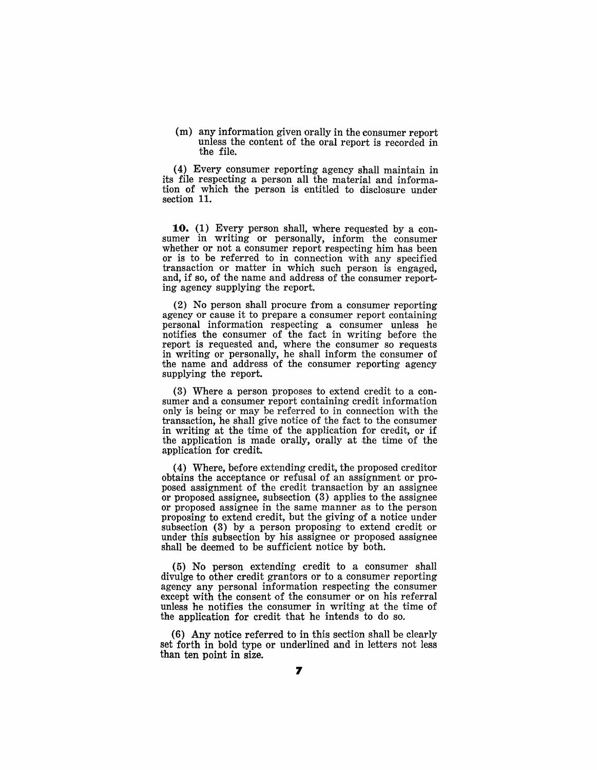(m) any information given orally in the consumer report unless the content of the oral report is recorded in the file.

(4) Every consumer reporting agency shall maintain in its file respecting a person all the material and information of which the person is entitled to disclosure under section 11.

**10.** (1) Every person shall, where requested by a consumer in writing or personally, inform the consumer whether or not a consumer report respecting him has been or is to be referred to in connection with any specified transaction or matter in which such person is engaged, and, if so, of the name and address of the consumer reporting agency supplying the report.

(2) No person shall procure from a consumer reporting agency or cause it to prepare a consumer report containing personal information respecting a consumer unless he notifies the consumer of the fact in writing before the report is requested and, where the consumer so requests in writing or personally, he shall inform the consumer of the name and address of the consumer reporting agency supplying the report.

(3) Where a person proposes to extend credit to a consumer and a consumer report containing credit information only is being or may be referred to in connection with the transaction, he shall give notice of the fact to the consumer in writing at the time of the application for credit, or if the application is made orally, orally at the time of the application for credit.

(4) Where, before extending credit, the proposed creditor obtains the acceptance or refusal of an assignment or proposed assignment of the credit transaction by an assignee or proposed assignee, subsection (3) applies to the assignee or proposed assignee in the same manner as to the person proposing to extend credit, but the giving of a notice under subsection (3) by a person proposing to extend credit or under this subsection by his assignee or proposed assignee shall be deemed to be sufficient notice by both.

(5) No person extending credit to a consumer shall divulge to other credit grantors or to a consumer reporting agency any personal information respecting the consumer except with the consent of the consumer or on his referral unless he notifies the consumer in writing at the time of the application for credit that he intends to do so.

(6) Any notice referred to in this section shall be clearly set forth in bold type or underlined and in letters not less than ten point in size.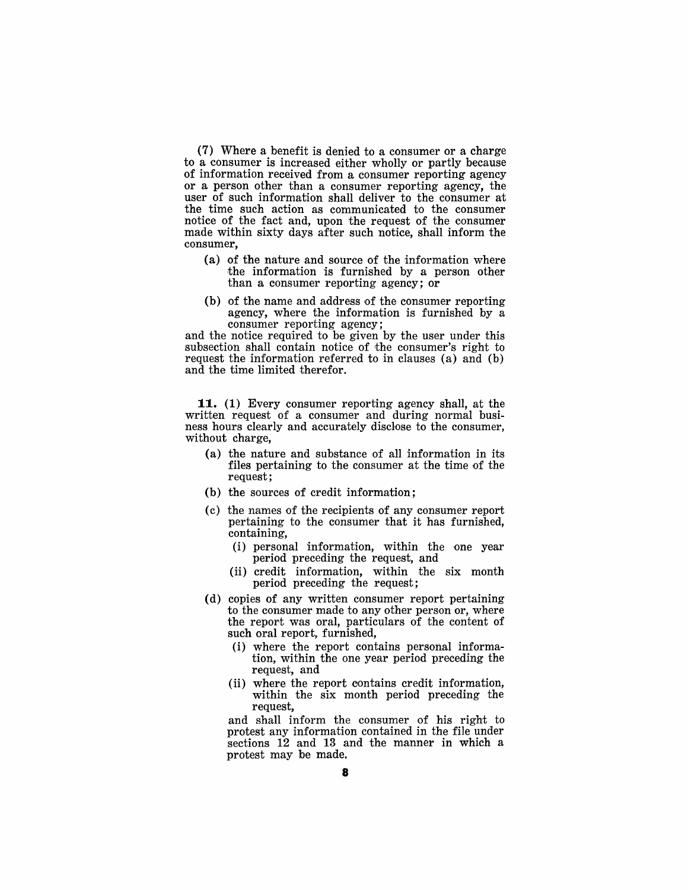(7) Where a benefit is denied to a consumer or a charge to a consumer is increased either wholly or partly because of information received from a consumer reporting agency or a person other than a consumer reporting agency, the user of such information shall deliver to the consumer at the time such action as communicated to the consumer notice of the fact and, upon the request of the consumer made within sixty days after such notice, shall inform the consumer,

- (a) of the nature and source of the information where the information is furnished by a person other than a consumer reporting agency; or
- (b) of the name and address of the consumer reporting agency, where the information is furnished by a consumer reporting agency;

and the notice required to be given by the user under this subsection shall contain notice of the consumer's right to request the information referred to in clauses (a) and (b) and the time limited therefor.

**11.** (1) Every consumer reporting agency shall, at the written request of a consumer and during normal business hours clearly and accurately disclose to the consumer, without charge,

- (a) the nature and substance of all information in its files pertaining to the consumer at the time of the request;
- (b) the sources of credit information;
- (c) the names of the recipients of any consumer report pertaining to the consumer that it has furnished, containing,
  - (i) personal information, within the one year period preceding the request, and
  - (ii) credit information, within the six month period preceding the request;
- (d) copies of any written consumer report pertaining to the consumer made to any other person or, where the report was oral, particulars of the content of such oral report, furnished,
  - (i) where the report contains personal information, within the one year period preceding the request, and
  - (ii) where the report contains credit information, within the six month period preceding the request,

  and shall inform the consumer of his right to protest any information contained in the file under sections 12 and 13 and the manner in which a protest may be made.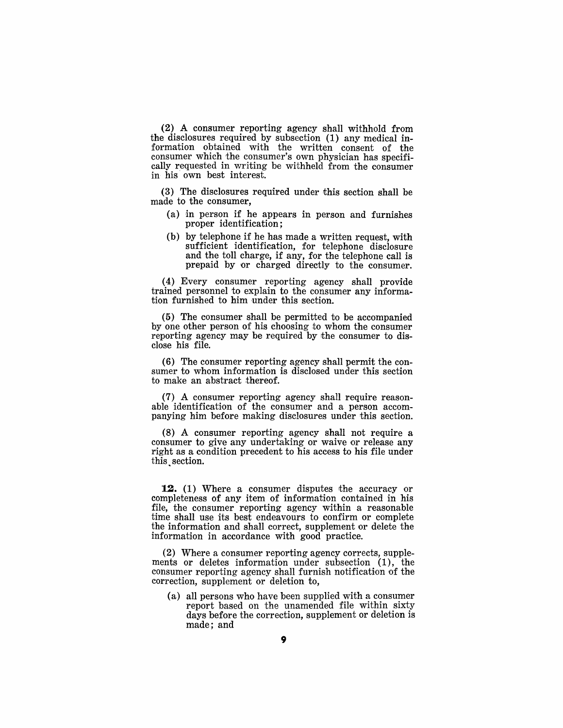(2) A consumer reporting agency shall withhold from the disclosures required by subsection (1) any medical information obtained with the written consent of the consumer which the consumer's own physician has specifically requested in writing be withheld from the consumer in his own best interest.

(3) The disclosures required under this section shall be made to the consumer,

(a) in person if he appears in person and furnishes proper identification;

(b) by telephone if he has made a written request, with sufficient identification, for telephone disclosure and the toll charge, if any, for the telephone call is prepaid by or charged directly to the consumer.

(4) Every consumer reporting agency shall provide trained personnel to explain to the consumer any information furnished to him under this section.

(5) The consumer shall be permitted to be accompanied by one other person of his choosing to whom the consumer reporting agency may be required by the consumer to disclose his file.

(6) The consumer reporting agency shall permit the consumer to whom information is disclosed under this section to make an abstract thereof.

(7) A consumer reporting agency shall require reasonable identification of the consumer and a person accompanying him before making disclosures under this section.

(8) A consumer reporting agency shall not require a consumer to give any undertaking or waive or release any right as a condition precedent to his access to his file under this section.

**12.** (1) Where a consumer disputes the accuracy or completeness of any item of information contained in his file, the consumer reporting agency within a reasonable time shall use its best endeavours to confirm or complete the information and shall correct, supplement or delete the information in accordance with good practice.

(2) Where a consumer reporting agency corrects, supplements or deletes information under subsection (1), the consumer reporting agency shall furnish notification of the correction, supplement or deletion to,

(a) all persons who have been supplied with a consumer report based on the unamended file within sixty days before the correction, supplement or deletion is made; and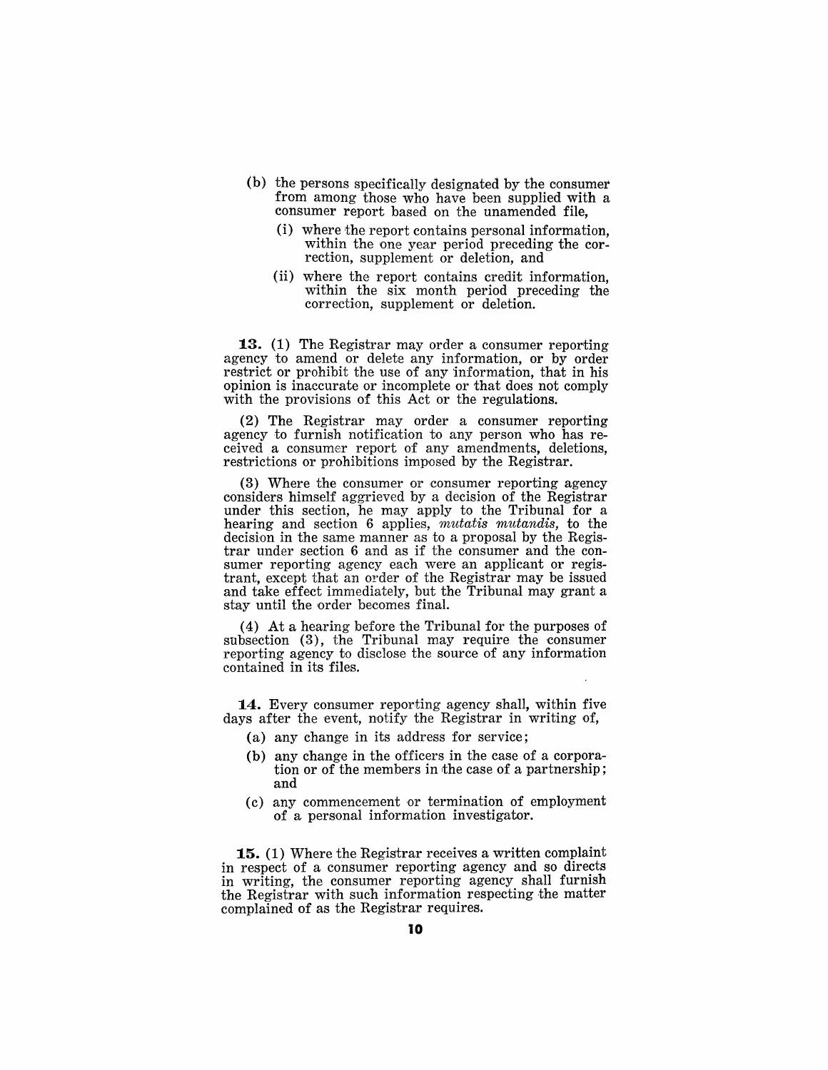(b) the persons specifically designated by the consumer from among those who have been supplied with a consumer report based on the unamended file,

  (i) where the report contains personal information, within the one year period preceding the correction, supplement or deletion, and

  (ii) where the report contains credit information, within the six month period preceding the correction, supplement or deletion.

**13.** (1) The Registrar may order a consumer reporting agency to amend or delete any information, or by order restrict or prohibit the use of any information, that in his opinion is inaccurate or incomplete or that does not comply with the provisions of this Act or the regulations.

(2) The Registrar may order a consumer reporting agency to furnish notification to any person who has received a consumer report of any amendments, deletions, restrictions or prohibitions imposed by the Registrar.

(3) Where the consumer or consumer reporting agency considers himself aggrieved by a decision of the Registrar under this section, he may apply to the Tribunal for a hearing and section 6 applies, *mutatis mutandis*, to the decision in the same manner as to a proposal by the Registrar under section 6 and as if the consumer and the consumer reporting agency each were an applicant or registrant, except that an order of the Registrar may be issued and take effect immediately, but the Tribunal may grant a stay until the order becomes final.

(4) At a hearing before the Tribunal for the purposes of subsection (3), the Tribunal may require the consumer reporting agency to disclose the source of any information contained in its files.

**14.** Every consumer reporting agency shall, within five days after the event, notify the Registrar in writing of,

(a) any change in its address for service;

(b) any change in the officers in the case of a corporation or of the members in the case of a partnership; and

(c) any commencement or termination of employment of a personal information investigator.

**15.** (1) Where the Registrar receives a written complaint in respect of a consumer reporting agency and so directs in writing, the consumer reporting agency shall furnish the Registrar with such information respecting the matter complained of as the Registrar requires.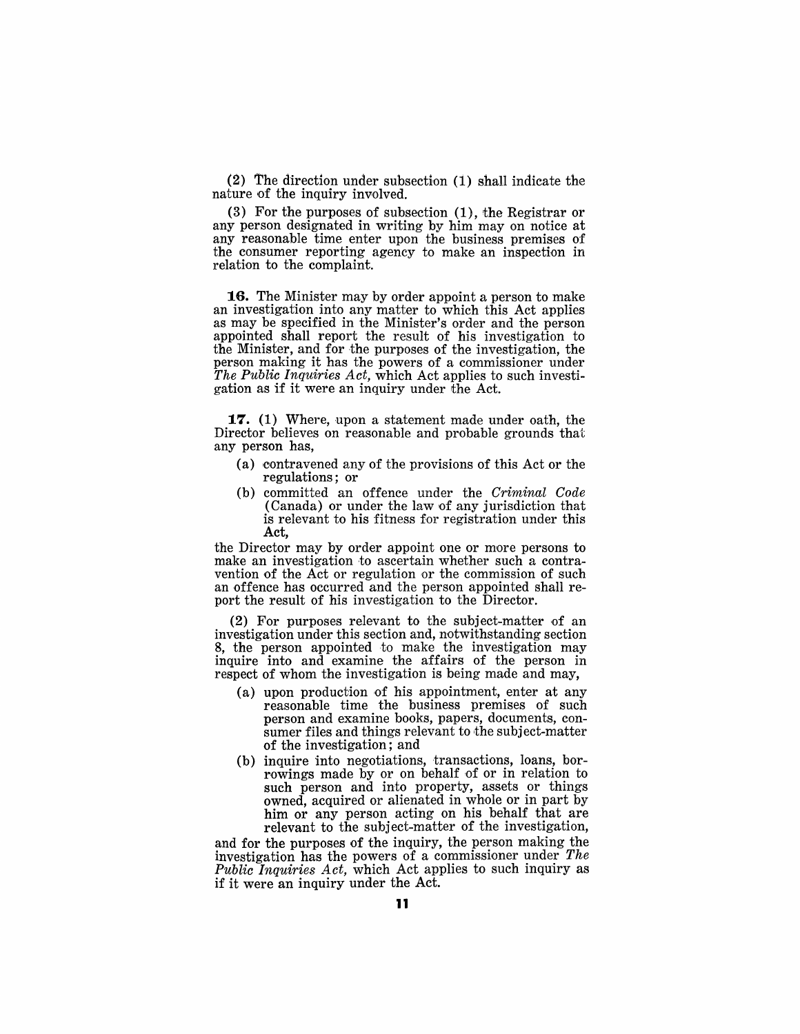(2) The direction under subsection (1) shall indicate the nature of the inquiry involved.

(3) For the purposes of subsection (1), the Registrar or any person designated in writing by him may on notice at any reasonable time enter upon the business premises of the consumer reporting agency to make an inspection in relation to the complaint.

**16.** The Minister may by order appoint a person to make an investigation into any matter to which this Act applies as may be specified in the Minister's order and the person appointed shall report the result of his investigation to the Minister, and for the purposes of the investigation, the person making it has the powers of a commissioner under *The Public Inquiries Act,* which Act applies to such investigation as if it were an inquiry under the Act.

**17.** (1) Where, upon a statement made under oath, the Director believes on reasonable and probable grounds that any person has,

- (a) contravened any of the provisions of this Act or the regulations; or
- (b) committed an offence under the *Criminal Code* (Canada) or under the law of any jurisdiction that is relevant to his fitness for registration under this Act,

the Director may by order appoint one or more persons to make an investigation to ascertain whether such a contravention of the Act or regulation or the commission of such an offence has occurred and the person appointed shall report the result of his investigation to the Director.

(2) For purposes relevant to the subject-matter of an investigation under this section and, notwithstanding section 8, the person appointed to make the investigation may inquire into and examine the affairs of the person in respect of whom the investigation is being made and may,

- (a) upon production of his appointment, enter at any reasonable time the business premises of such person and examine books, papers, documents, consumer files and things relevant to the subject-matter of the investigation; and
- (b) inquire into negotiations, transactions, loans, borrowings made by or on behalf of or in relation to such person and into property, assets or things owned, acquired or alienated in whole or in part by him or any person acting on his behalf that are relevant to the subject-matter of the investigation,

and for the purposes of the inquiry, the person making the investigation has the powers of a commissioner under *The Public Inquiries Act,* which Act applies to such inquiry as if it were an inquiry under the Act.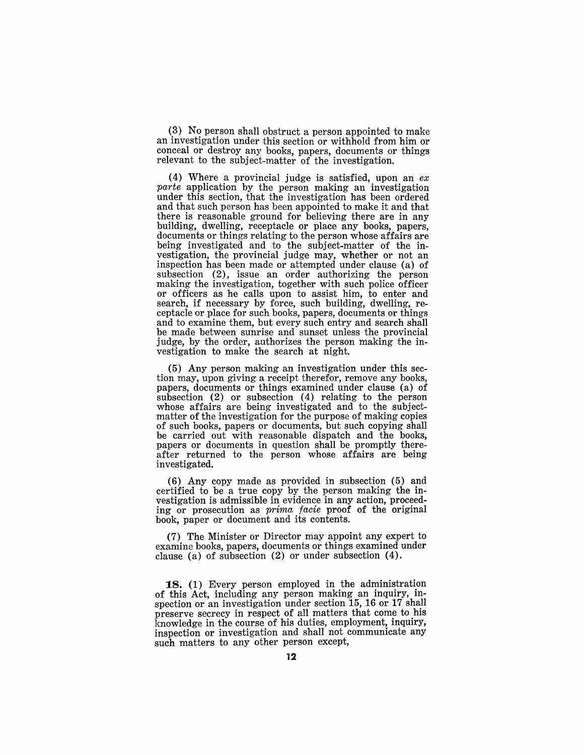(3) No person shall obstruct a person appointed to make an investigation under this section or withhold from him or conceal or destroy any books, papers, documents or things relevant to the subject-matter of the investigation.

(4) Where a provincial judge is satisfied, upon an *ex parte* application by the person making an investigation under this section, that the investigation has been ordered and that such person has been appointed to make it and that there is reasonable ground for believing there are in any building, dwelling, receptacle or place any books, papers, documents or things relating to the person whose affairs are being investigated and to the subject-matter of the investigation, the provincial judge may, whether or not an inspection has been made or attempted under clause (a) of subsection (2), issue an order authorizing the person making the investigation, together with such police officer or officers as he calls upon to assist him, to enter and search, if necessary by force, such building, dwelling, receptacle or place for such books, papers, documents or things and to examine them, but every such entry and search shall be made between sunrise and sunset unless the provincial judge, by the order, authorizes the person making the investigation to make the search at night.

(5) Any person making an investigation under this section may, upon giving a receipt therefor, remove any books, papers, documents or things examined under clause (a) of subsection (2) or subsection (4) relating to the person whose affairs are being investigated and to the subject-matter of the investigation for the purpose of making copies of such books, papers or documents, but such copying shall be carried out with reasonable dispatch and the books, papers or documents in question shall be promptly thereafter returned to the person whose affairs are being investigated.

(6) Any copy made as provided in subsection (5) and certified to be a true copy by the person making the investigation is admissible in evidence in any action, proceeding or prosecution as *prima facie* proof of the original book, paper or document and its contents.

(7) The Minister or Director may appoint any expert to examine books, papers, documents or things examined under clause (a) of subsection (2) or under subsection (4).

**18.** (1) Every person employed in the administration of this Act, including any person making an inquiry, inspection or an investigation under section 15, 16 or 17 shall preserve secrecy in respect of all matters that come to his knowledge in the course of his duties, employment, inquiry, inspection or investigation and shall not communicate any such matters to any other person except,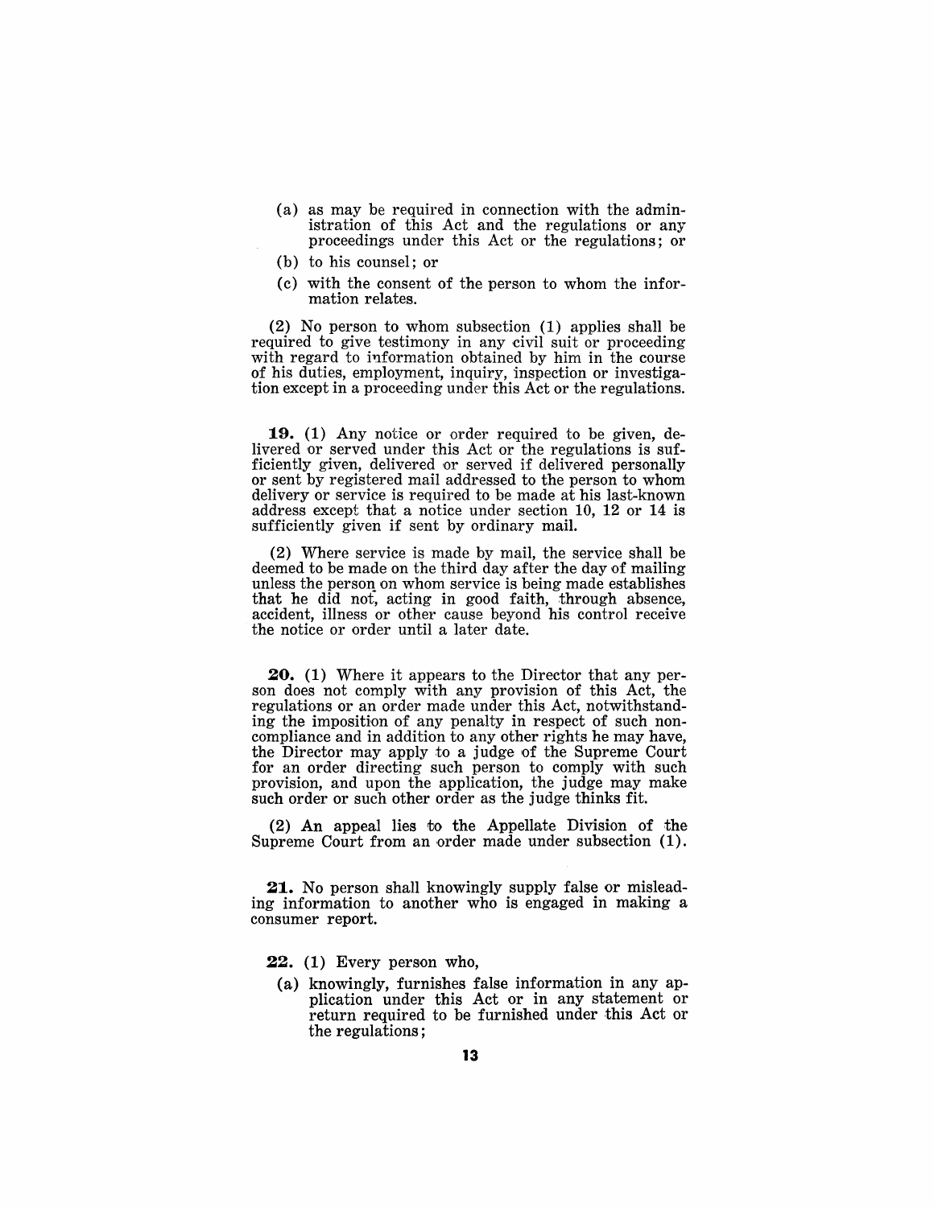(a) as may be required in connection with the administration of this Act and the regulations or any proceedings under this Act or the regulations; or

(b) to his counsel; or

(c) with the consent of the person to whom the information relates.

(2) No person to whom subsection (1) applies shall be required to give testimony in any civil suit or proceeding with regard to information obtained by him in the course of his duties, employment, inquiry, inspection or investigation except in a proceeding under this Act or the regulations.

**19.** (1) Any notice or order required to be given, delivered or served under this Act or the regulations is sufficiently given, delivered or served if delivered personally or sent by registered mail addressed to the person to whom delivery or service is required to be made at his last-known address except that a notice under section 10, 12 or 14 is sufficiently given if sent by ordinary mail.

(2) Where service is made by mail, the service shall be deemed to be made on the third day after the day of mailing unless the person on whom service is being made establishes that he did not, acting in good faith, through absence, accident, illness or other cause beyond his control receive the notice or order until a later date.

**20.** (1) Where it appears to the Director that any person does not comply with any provision of this Act, the regulations or an order made under this Act, notwithstanding the imposition of any penalty in respect of such non-compliance and in addition to any other rights he may have, the Director may apply to a judge of the Supreme Court for an order directing such person to comply with such provision, and upon the application, the judge may make such order or such other order as the judge thinks fit.

(2) An appeal lies to the Appellate Division of the Supreme Court from an order made under subsection (1).

**21.** No person shall knowingly supply false or misleading information to another who is engaged in making a consumer report.

**22.** (1) Every person who,

(a) knowingly, furnishes false information in any application under this Act or in any statement or return required to be furnished under this Act or the regulations;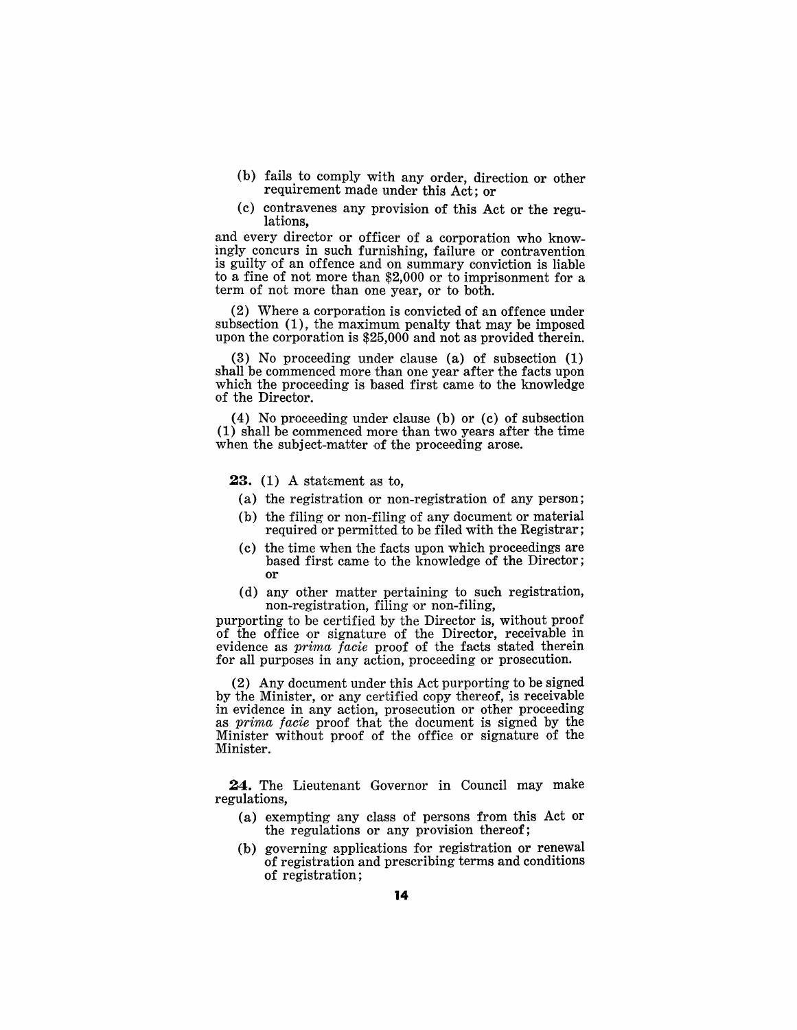(b) fails to comply with any order, direction or other requirement made under this Act; or

(c) contravenes any provision of this Act or the regulations,

and every director or officer of a corporation who knowingly concurs in such furnishing, failure or contravention is guilty of an offence and on summary conviction is liable to a fine of not more than $2,000 or to imprisonment for a term of not more than one year, or to both.

(2) Where a corporation is convicted of an offence under subsection (1), the maximum penalty that may be imposed upon the corporation is $25,000 and not as provided therein.

(3) No proceeding under clause (a) of subsection (1) shall be commenced more than one year after the facts upon which the proceeding is based first came to the knowledge of the Director.

(4) No proceeding under clause (b) or (c) of subsection (1) shall be commenced more than two years after the time when the subject-matter of the proceeding arose.

**23.** (1) A statement as to,

(a) the registration or non-registration of any person;

(b) the filing or non-filing of any document or material required or permitted to be filed with the Registrar;

(c) the time when the facts upon which proceedings are based first came to the knowledge of the Director; or

(d) any other matter pertaining to such registration, non-registration, filing or non-filing,

purporting to be certified by the Director is, without proof of the office or signature of the Director, receivable in evidence as *prima facie* proof of the facts stated therein for all purposes in any action, proceeding or prosecution.

(2) Any document under this Act purporting to be signed by the Minister, or any certified copy thereof, is receivable in evidence in any action, prosecution or other proceeding as *prima facie* proof that the document is signed by the Minister without proof of the office or signature of the Minister.

**24.** The Lieutenant Governor in Council may make regulations,

(a) exempting any class of persons from this Act or the regulations or any provision thereof;

(b) governing applications for registration or renewal of registration and prescribing terms and conditions of registration;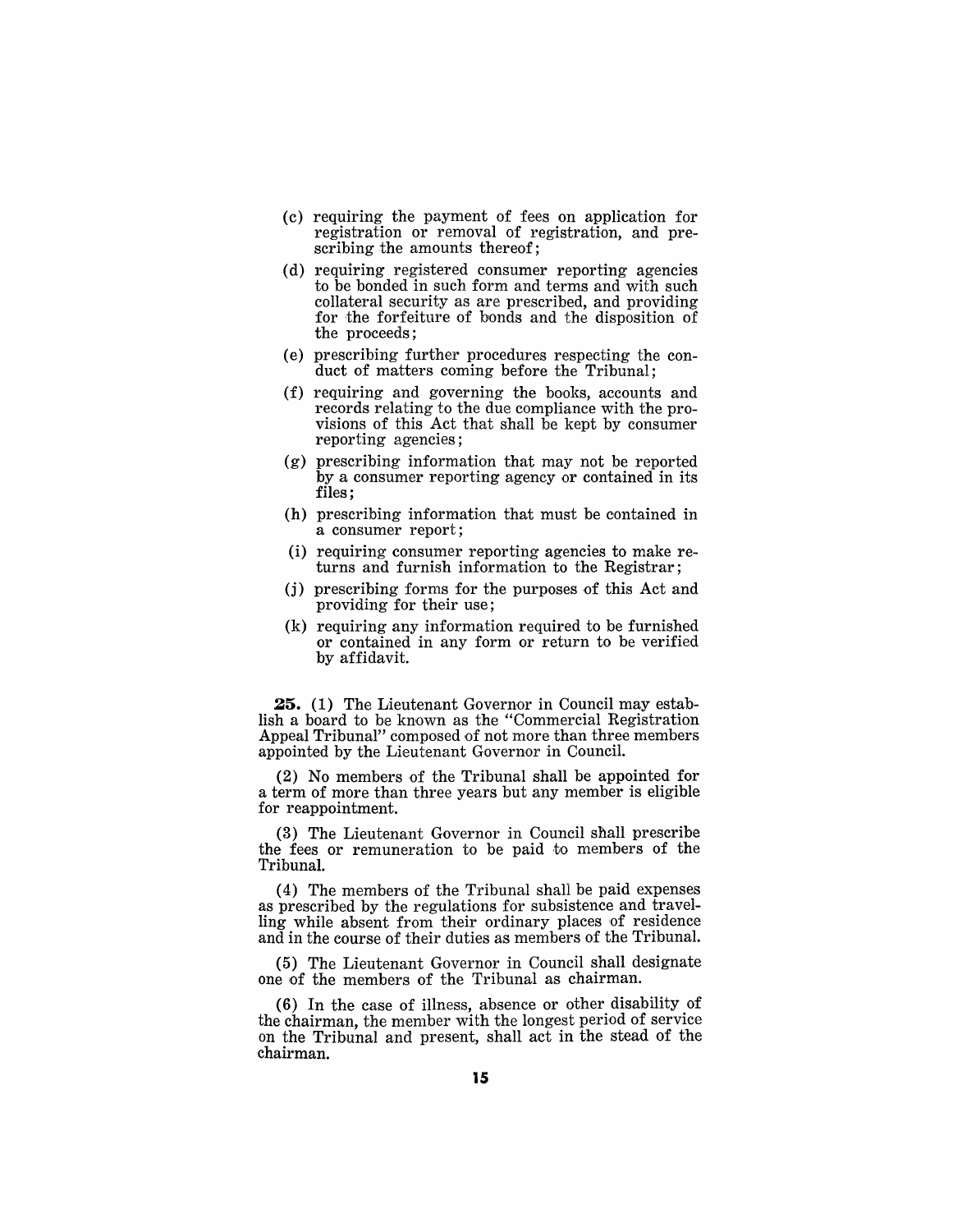(c) requiring the payment of fees on application for registration or removal of registration, and prescribing the amounts thereof;

(d) requiring registered consumer reporting agencies to be bonded in such form and terms and with such collateral security as are prescribed, and providing for the forfeiture of bonds and the disposition of the proceeds;

(e) prescribing further procedures respecting the conduct of matters coming before the Tribunal;

(f) requiring and governing the books, accounts and records relating to the due compliance with the provisions of this Act that shall be kept by consumer reporting agencies;

(g) prescribing information that may not be reported by a consumer reporting agency or contained in its files;

(h) prescribing information that must be contained in a consumer report;

(i) requiring consumer reporting agencies to make returns and furnish information to the Registrar;

(j) prescribing forms for the purposes of this Act and providing for their use;

(k) requiring any information required to be furnished or contained in any form or return to be verified by affidavit.

**25.** (1) The Lieutenant Governor in Council may establish a board to be known as the "Commercial Registration Appeal Tribunal" composed of not more than three members appointed by the Lieutenant Governor in Council.

(2) No members of the Tribunal shall be appointed for a term of more than three years but any member is eligible for reappointment.

(3) The Lieutenant Governor in Council shall prescribe the fees or remuneration to be paid to members of the Tribunal.

(4) The members of the Tribunal shall be paid expenses as prescribed by the regulations for subsistence and travelling while absent from their ordinary places of residence and in the course of their duties as members of the Tribunal.

(5) The Lieutenant Governor in Council shall designate one of the members of the Tribunal as chairman.

(6) In the case of illness, absence or other disability of the chairman, the member with the longest period of service on the Tribunal and present, shall act in the stead of the chairman.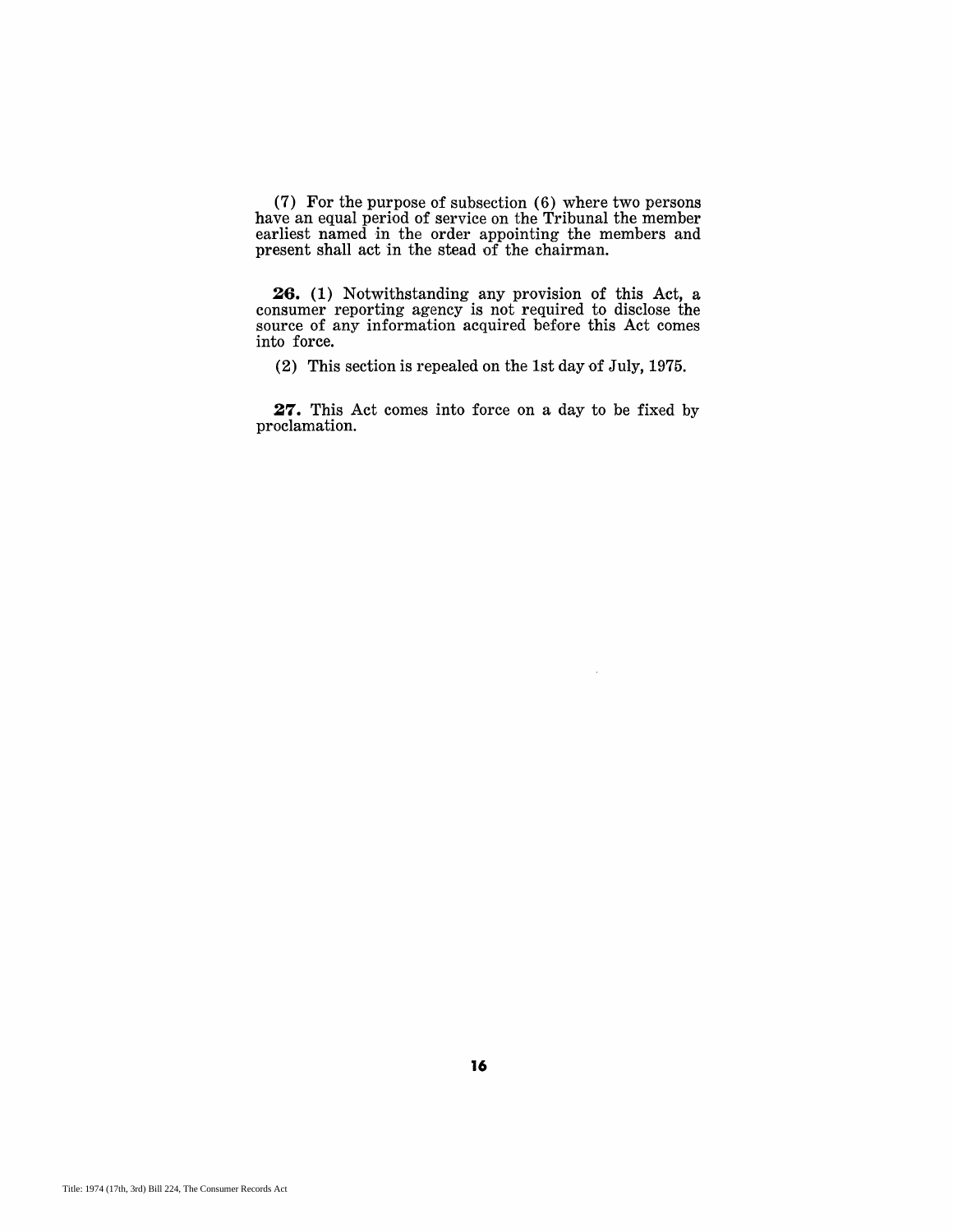(7) For the purpose of subsection (6) where two persons have an equal period of service on the Tribunal the member earliest named in the order appointing the members and present shall act in the stead of the chairman.

**26.** (1) Notwithstanding any provision of this Act, a consumer reporting agency is not required to disclose the source of any information acquired before this Act comes into force.

(2) This section is repealed on the 1st day of July, 1975.

**27.** This Act comes into force on a day to be fixed by proclamation.